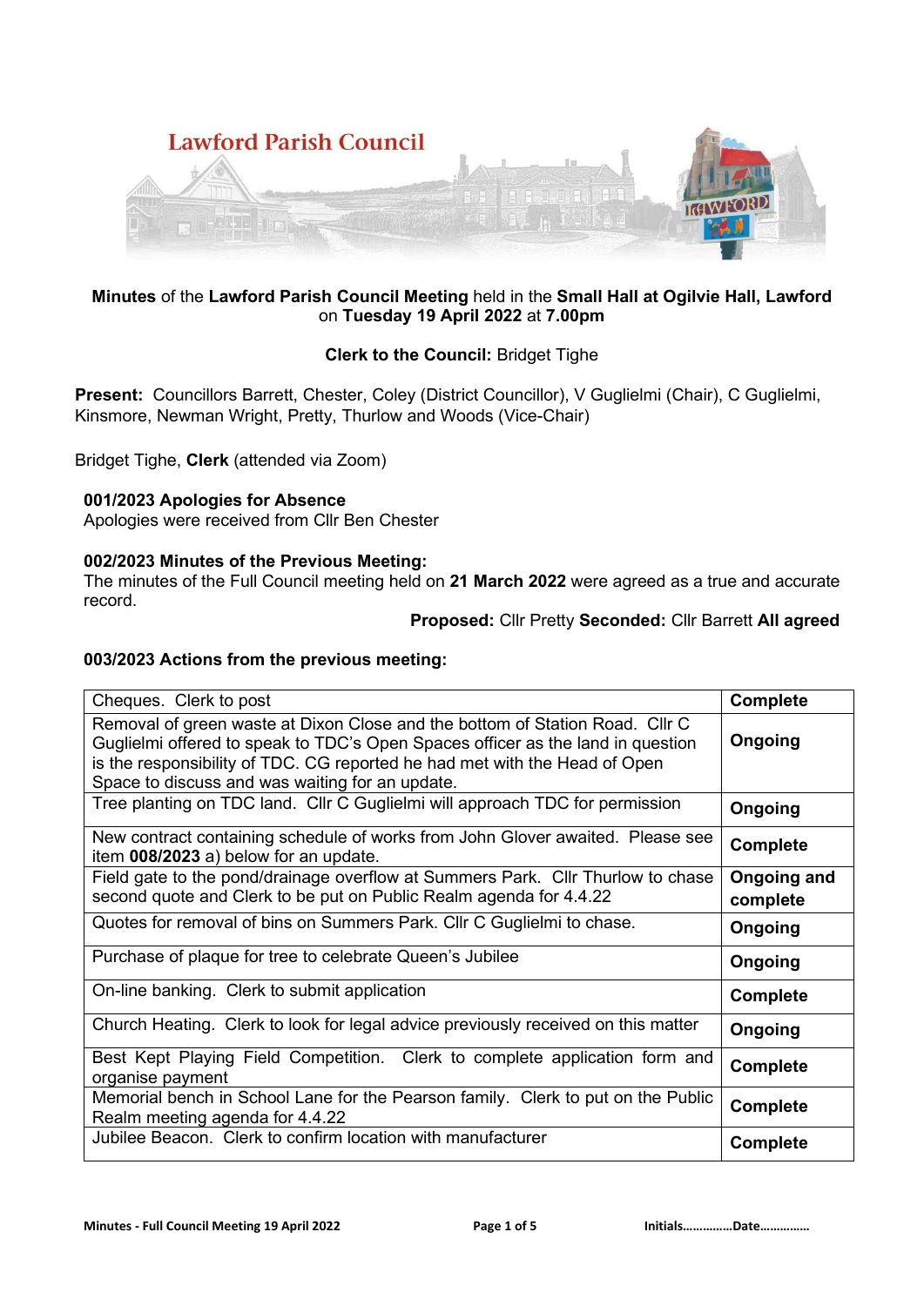# Lawford Parish Council

**Minutes** of the **Lawford Parish Council Meeting** held in the **Small Hall at Ogilvie Hall, Lawford** on **Tuesday 19 April 2022** at **7.00pm**

**Clerk to the Council:** Bridget Tighe

**Present:** Councillors Barrett, Chester, Coley (District Councillor), V Guglielmi (Chair), C Guglielmi, Kinsmore, Newman Wright, Pretty, Thurlow and Woods (Vice-Chair)

Bridget Tighe, **Clerk** (attended via Zoom)

### 001/2023 Apologies for Absence

Apologies were received from Cllr Ben Chester

### 002/2023 Minutes of the Previous Meeting:

The minutes of the Full Council meeting held on **21 March 2022** were agreed as a true and accurate record.

**Proposed:** Cllr Pretty **Seconded:** Cllr Barrett **All agreed**

### 003/2023 Actions from the previous meeting:

| | |
|---|---|
| Cheques. Clerk to post | **Complete** |
| Removal of green waste at Dixon Close and the bottom of Station Road. Cllr C Guglielmi offered to speak to TDC's Open Spaces officer as the land in question is the responsibility of TDC. CG reported he had met with the Head of Open Space to discuss and was waiting for an update. | **Ongoing** |
| Tree planting on TDC land. Cllr C Guglielmi will approach TDC for permission | **Ongoing** |
| New contract containing schedule of works from John Glover awaited. Please see item **008/2023** a) below for an update. | **Complete** |
| Field gate to the pond/drainage overflow at Summers Park. Cllr Thurlow to chase second quote and Clerk to be put on Public Realm agenda for 4.4.22 | **Ongoing and complete** |
| Quotes for removal of bins on Summers Park. Cllr C Guglielmi to chase. | **Ongoing** |
| Purchase of plaque for tree to celebrate Queen's Jubilee | **Ongoing** |
| On-line banking. Clerk to submit application | **Complete** |
| Church Heating. Clerk to look for legal advice previously received on this matter | **Ongoing** |
| Best Kept Playing Field Competition. Clerk to complete application form and organise payment | **Complete** |
| Memorial bench in School Lane for the Pearson family. Clerk to put on the Public Realm meeting agenda for 4.4.22 | **Complete** |
| Jubilee Beacon. Clerk to confirm location with manufacturer | **Complete** |

Initials……………Date……………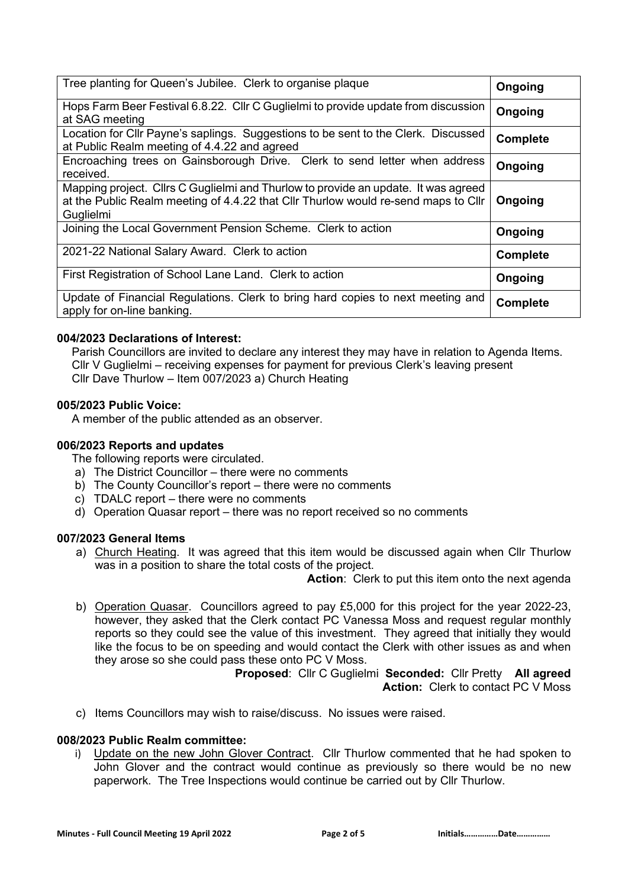| | |
|---|---|
| Tree planting for Queen's Jubilee. Clerk to organise plaque | **Ongoing** |
| Hops Farm Beer Festival 6.8.22. Cllr C Guglielmi to provide update from discussion at SAG meeting | **Ongoing** |
| Location for Cllr Payne's saplings. Suggestions to be sent to the Clerk. Discussed at Public Realm meeting of 4.4.22 and agreed | **Complete** |
| Encroaching trees on Gainsborough Drive. Clerk to send letter when address received. | **Ongoing** |
| Mapping project. Cllrs C Guglielmi and Thurlow to provide an update. It was agreed at the Public Realm meeting of 4.4.22 that Cllr Thurlow would re-send maps to Cllr Guglielmi | **Ongoing** |
| Joining the Local Government Pension Scheme. Clerk to action | **Ongoing** |
| 2021-22 National Salary Award. Clerk to action | **Complete** |
| First Registration of School Lane Land. Clerk to action | **Ongoing** |
| Update of Financial Regulations. Clerk to bring hard copies to next meeting and apply for on-line banking. | **Complete** |

**004/2023 Declarations of Interest:**

Parish Councillors are invited to declare any interest they may have in relation to Agenda Items.
Cllr V Guglielmi – receiving expenses for payment for previous Clerk's leaving present
Cllr Dave Thurlow – Item 007/2023 a) Church Heating

**005/2023 Public Voice:**

A member of the public attended as an observer.

**006/2023 Reports and updates**

The following reports were circulated.

a) The District Councillor – there were no comments
b) The County Councillor's report – there were no comments
c) TDALC report – there were no comments
d) Operation Quasar report – there was no report received so no comments

**007/2023 General Items**

a) Church Heating. It was agreed that this item would be discussed again when Cllr Thurlow was in a position to share the total costs of the project.

**Action**: Clerk to put this item onto the next agenda

b) Operation Quasar. Councillors agreed to pay £5,000 for this project for the year 2022-23, however, they asked that the Clerk contact PC Vanessa Moss and request regular monthly reports so they could see the value of this investment. They agreed that initially they would like the focus to be on speeding and would contact the Clerk with other issues as and when they arose so she could pass these onto PC V Moss.

**Proposed**: Cllr C Guglielmi **Seconded:** Cllr Pretty **All agreed**
**Action:** Clerk to contact PC V Moss

c) Items Councillors may wish to raise/discuss. No issues were raised.

**008/2023 Public Realm committee:**

i) Update on the new John Glover Contract. Cllr Thurlow commented that he had spoken to John Glover and the contract would continue as previously so there would be no new paperwork. The Tree Inspections would continue be carried out by Cllr Thurlow.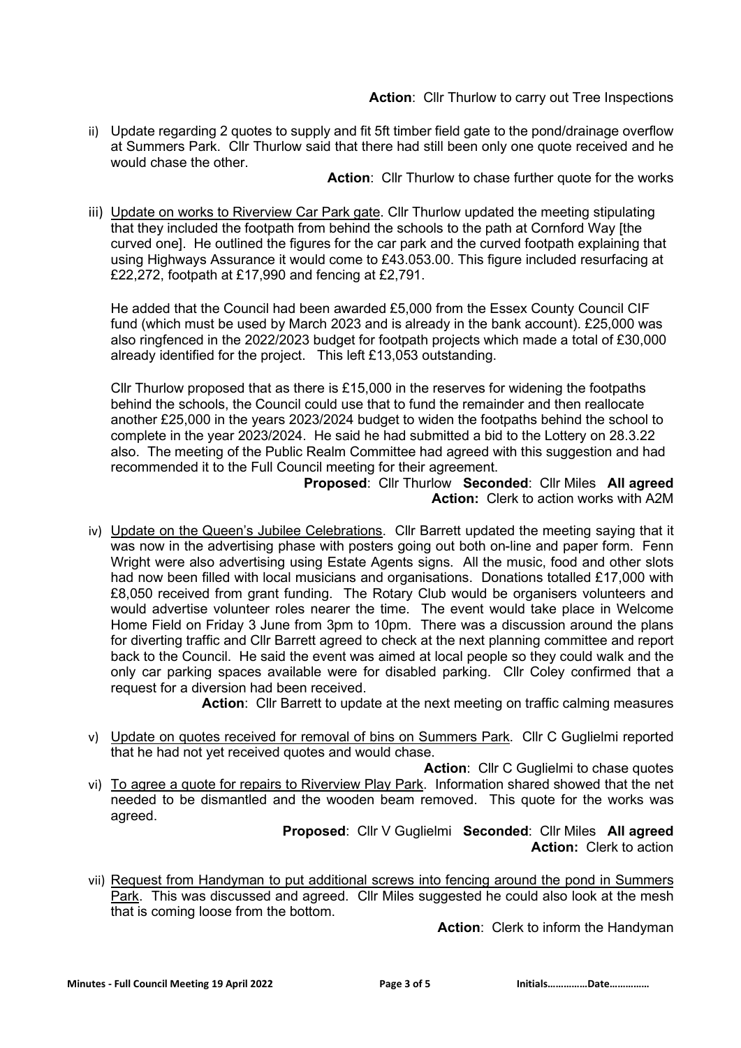**Action**: Cllr Thurlow to carry out Tree Inspections

ii) Update regarding 2 quotes to supply and fit 5ft timber field gate to the pond/drainage overflow at Summers Park. Cllr Thurlow said that there had still been only one quote received and he would chase the other.

**Action**: Cllr Thurlow to chase further quote for the works

iii) Update on works to Riverview Car Park gate. Cllr Thurlow updated the meeting stipulating that they included the footpath from behind the schools to the path at Cornford Way [the curved one]. He outlined the figures for the car park and the curved footpath explaining that using Highways Assurance it would come to £43.053.00. This figure included resurfacing at £22,272, footpath at £17,990 and fencing at £2,791.

He added that the Council had been awarded £5,000 from the Essex County Council CIF fund (which must be used by March 2023 and is already in the bank account). £25,000 was also ringfenced in the 2022/2023 budget for footpath projects which made a total of £30,000 already identified for the project. This left £13,053 outstanding.

Cllr Thurlow proposed that as there is £15,000 in the reserves for widening the footpaths behind the schools, the Council could use that to fund the remainder and then reallocate another £25,000 in the years 2023/2024 budget to widen the footpaths behind the school to complete in the year 2023/2024. He said he had submitted a bid to the Lottery on 28.3.22 also. The meeting of the Public Realm Committee had agreed with this suggestion and had recommended it to the Full Council meeting for their agreement.

**Proposed**: Cllr Thurlow **Seconded**: Cllr Miles **All agreed**
**Action:** Clerk to action works with A2M

iv) Update on the Queen's Jubilee Celebrations. Cllr Barrett updated the meeting saying that it was now in the advertising phase with posters going out both on-line and paper form. Fenn Wright were also advertising using Estate Agents signs. All the music, food and other slots had now been filled with local musicians and organisations. Donations totalled £17,000 with £8,050 received from grant funding. The Rotary Club would be organisers volunteers and would advertise volunteer roles nearer the time. The event would take place in Welcome Home Field on Friday 3 June from 3pm to 10pm. There was a discussion around the plans for diverting traffic and Cllr Barrett agreed to check at the next planning committee and report back to the Council. He said the event was aimed at local people so they could walk and the only car parking spaces available were for disabled parking. Cllr Coley confirmed that a request for a diversion had been received.

**Action**: Cllr Barrett to update at the next meeting on traffic calming measures

v) Update on quotes received for removal of bins on Summers Park. Cllr C Guglielmi reported that he had not yet received quotes and would chase.

**Action**: Cllr C Guglielmi to chase quotes

vi) To agree a quote for repairs to Riverview Play Park. Information shared showed that the net needed to be dismantled and the wooden beam removed. This quote for the works was agreed.

**Proposed**: Cllr V Guglielmi **Seconded**: Cllr Miles **All agreed**
**Action:** Clerk to action

vii) Request from Handyman to put additional screws into fencing around the pond in Summers Park. This was discussed and agreed. Cllr Miles suggested he could also look at the mesh that is coming loose from the bottom.

**Action**: Clerk to inform the Handyman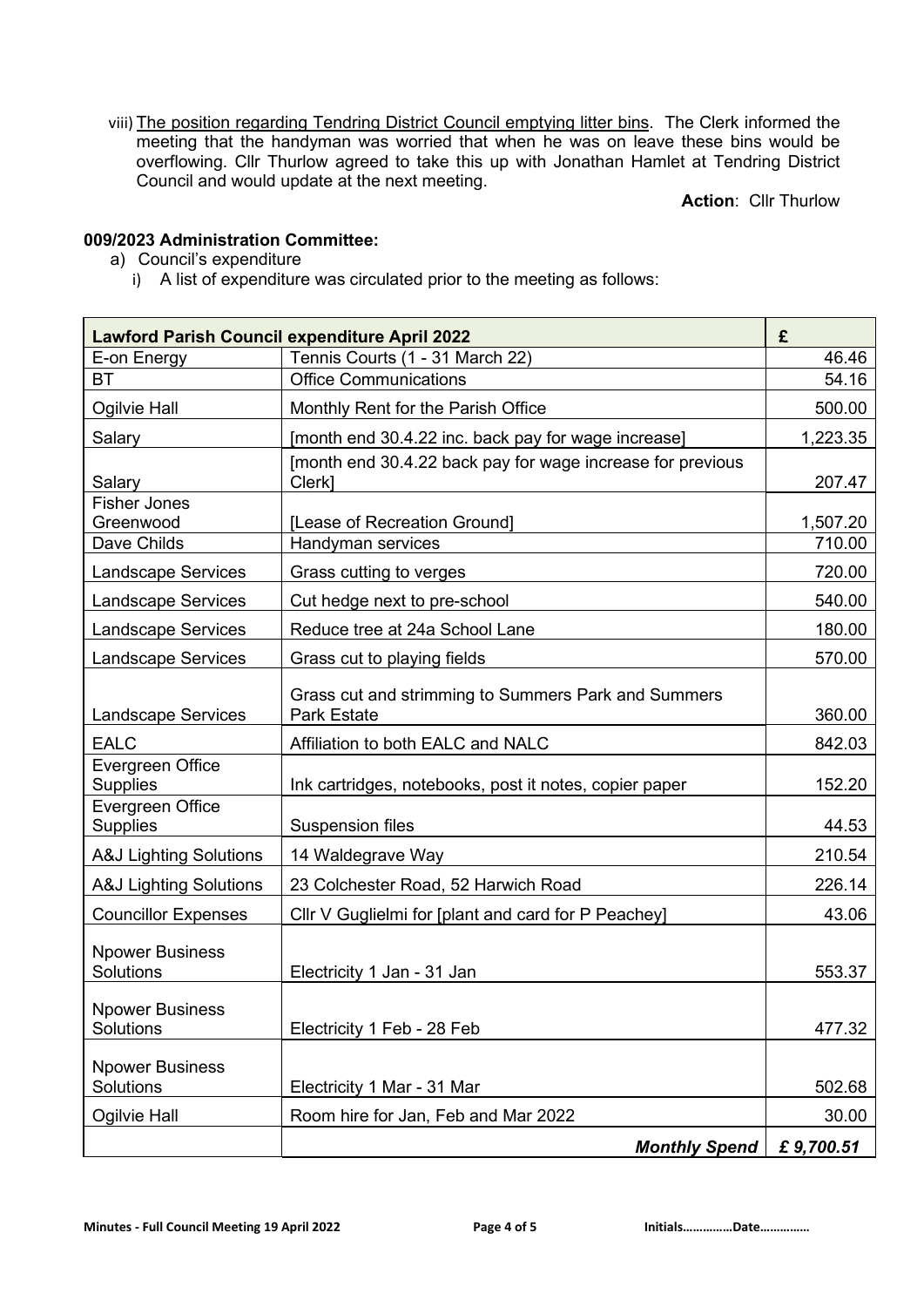viii) The position regarding Tendring District Council emptying litter bins. The Clerk informed the meeting that the handyman was worried that when he was on leave these bins would be overflowing. Cllr Thurlow agreed to take this up with Jonathan Hamlet at Tendring District Council and would update at the next meeting.

**Action**: Cllr Thurlow

**009/2023 Administration Committee:**

a) Council's expenditure

i) A list of expenditure was circulated prior to the meeting as follows:

| **Lawford Parish Council expenditure April 2022** | | **£** |
|---|---|---|
| E-on Energy | Tennis Courts (1 - 31 March 22) | 46.46 |
| BT | Office Communications | 54.16 |
| Ogilvie Hall | Monthly Rent for the Parish Office | 500.00 |
| Salary | [month end 30.4.22 inc. back pay for wage increase] | 1,223.35 |
| Salary | [month end 30.4.22 back pay for wage increase for previous Clerk] | 207.47 |
| Fisher Jones Greenwood | [Lease of Recreation Ground] | 1,507.20 |
| Dave Childs | Handyman services | 710.00 |
| Landscape Services | Grass cutting to verges | 720.00 |
| Landscape Services | Cut hedge next to pre-school | 540.00 |
| Landscape Services | Reduce tree at 24a School Lane | 180.00 |
| Landscape Services | Grass cut to playing fields | 570.00 |
| Landscape Services | Grass cut and strimming to Summers Park and Summers Park Estate | 360.00 |
| EALC | Affiliation to both EALC and NALC | 842.03 |
| Evergreen Office Supplies | Ink cartridges, notebooks, post it notes, copier paper | 152.20 |
| Evergreen Office Supplies | Suspension files | 44.53 |
| A&J Lighting Solutions | 14 Waldegrave Way | 210.54 |
| A&J Lighting Solutions | 23 Colchester Road, 52 Harwich Road | 226.14 |
| Councillor Expenses | Cllr V Guglielmi for [plant and card for P Peachey] | 43.06 |
| Npower Business Solutions | Electricity 1 Jan - 31 Jan | 553.37 |
| Npower Business Solutions | Electricity 1 Feb - 28 Feb | 477.32 |
| Npower Business Solutions | Electricity 1 Mar - 31 Mar | 502.68 |
| Ogilvie Hall | Room hire for Jan, Feb and Mar 2022 | 30.00 |
| | ***Monthly Spend*** | ***£ 9,700.51*** |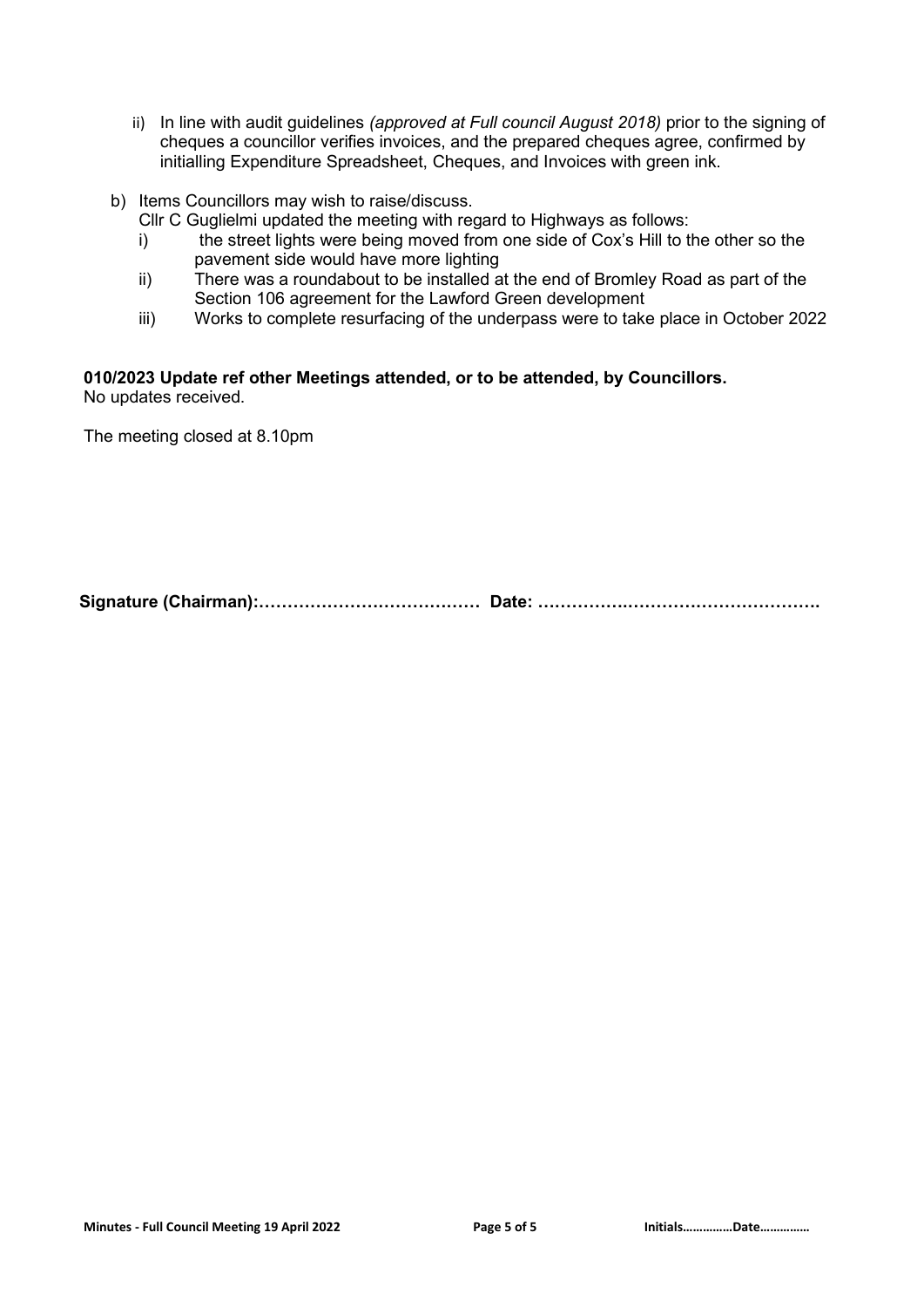ii) In line with audit guidelines *(approved at Full council August 2018)* prior to the signing of cheques a councillor verifies invoices, and the prepared cheques agree, confirmed by initialling Expenditure Spreadsheet, Cheques, and Invoices with green ink.

b) Items Councillors may wish to raise/discuss.
   Cllr C Guglielmi updated the meeting with regard to Highways as follows:
   i) the street lights were being moved from one side of Cox's Hill to the other so the pavement side would have more lighting
   ii) There was a roundabout to be installed at the end of Bromley Road as part of the Section 106 agreement for the Lawford Green development
   iii) Works to complete resurfacing of the underpass were to take place in October 2022

**010/2023 Update ref other Meetings attended, or to be attended, by Councillors.**
No updates received.

The meeting closed at 8.10pm

**Signature (Chairman):………………………………… Date: ………………………………………….**